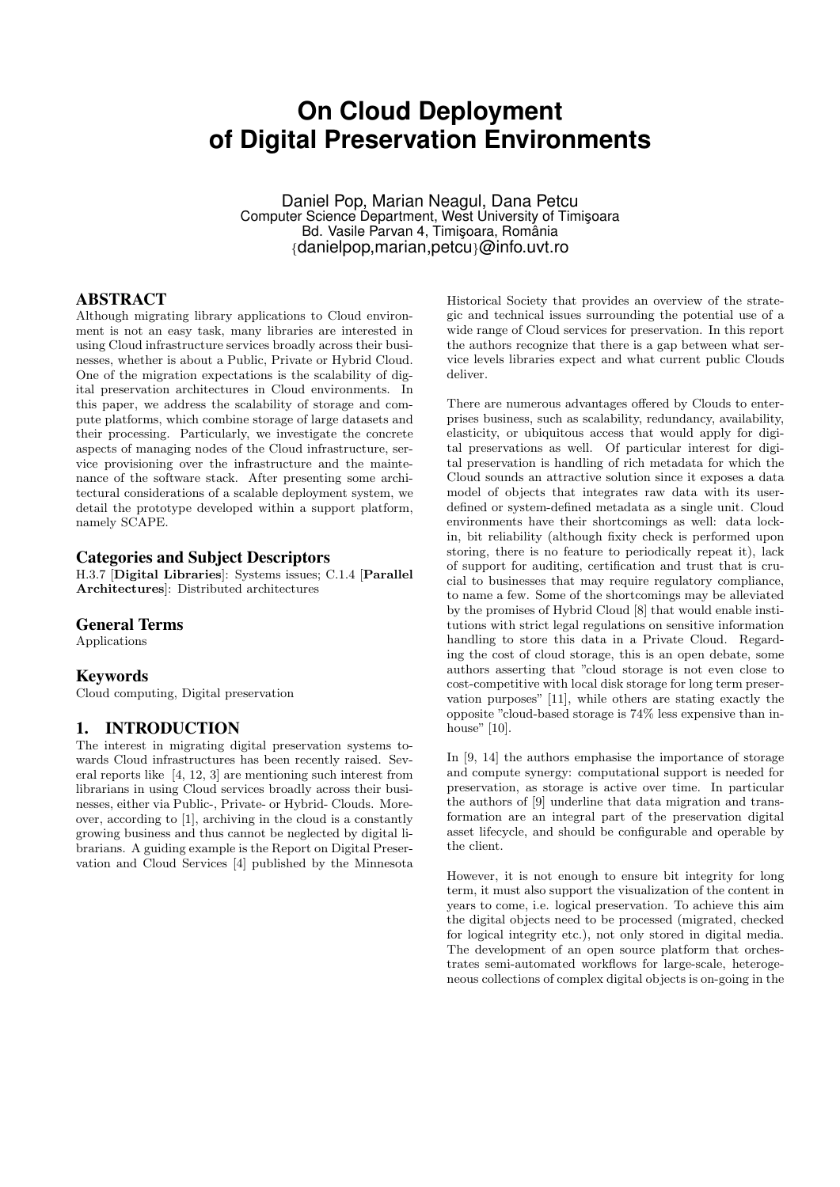# On Cloud Deployment of Digital Preservation Environments

Daniel Pop, Marian Neagul, Dana Petcu
Computer Science Department, West University of Timişoara
Bd. Vasile Parvan 4, Timişoara, România
{danielpop,marian,petcu}@info.uvt.ro

## ABSTRACT

Although migrating library applications to Cloud environment is not an easy task, many libraries are interested in using Cloud infrastructure services broadly across their businesses, whether is about a Public, Private or Hybrid Cloud. One of the migration expectations is the scalability of digital preservation architectures in Cloud environments. In this paper, we address the scalability of storage and compute platforms, which combine storage of large datasets and their processing. Particularly, we investigate the concrete aspects of managing nodes of the Cloud infrastructure, service provisioning over the infrastructure and the maintenance of the software stack. After presenting some architectural considerations of a scalable deployment system, we detail the prototype developed within a support platform, namely SCAPE.

### Categories and Subject Descriptors

H.3.7 [**Digital Libraries**]: Systems issues; C.1.4 [**Parallel Architectures**]: Distributed architectures

### General Terms

Applications

### Keywords

Cloud computing, Digital preservation

## 1. INTRODUCTION

The interest in migrating digital preservation systems towards Cloud infrastructures has been recently raised. Several reports like [4, 12, 3] are mentioning such interest from librarians in using Cloud services broadly across their businesses, either via Public-, Private- or Hybrid- Clouds. Moreover, according to [1], archiving in the cloud is a constantly growing business and thus cannot be neglected by digital librarians. A guiding example is the Report on Digital Preservation and Cloud Services [4] published by the Minnesota Historical Society that provides an overview of the strategic and technical issues surrounding the potential use of a wide range of Cloud services for preservation. In this report the authors recognize that there is a gap between what service levels libraries expect and what current public Clouds deliver.

There are numerous advantages offered by Clouds to enterprises business, such as scalability, redundancy, availability, elasticity, or ubiquitous access that would apply for digital preservations as well. Of particular interest for digital preservation is handling of rich metadata for which the Cloud sounds an attractive solution since it exposes a data model of objects that integrates raw data with its user-defined or system-defined metadata as a single unit. Cloud environments have their shortcomings as well: data lock-in, bit reliability (although fixity check is performed upon storing, there is no feature to periodically repeat it), lack of support for auditing, certification and trust that is crucial to businesses that may require regulatory compliance, to name a few. Some of the shortcomings may be alleviated by the promises of Hybrid Cloud [8] that would enable institutions with strict legal regulations on sensitive information handling to store this data in a Private Cloud. Regarding the cost of cloud storage, this is an open debate, some authors asserting that "cloud storage is not even close to cost-competitive with local disk storage for long term preservation purposes" [11], while others are stating exactly the opposite "cloud-based storage is 74% less expensive than in-house" [10].

In [9, 14] the authors emphasise the importance of storage and compute synergy: computational support is needed for preservation, as storage is active over time. In particular the authors of [9] underline that data migration and transformation are an integral part of the preservation digital asset lifecycle, and should be configurable and operable by the client.

However, it is not enough to ensure bit integrity for long term, it must also support the visualization of the content in years to come, i.e. logical preservation. To achieve this aim the digital objects need to be processed (migrated, checked for logical integrity etc.), not only stored in digital media. The development of an open source platform that orchestrates semi-automated workflows for large-scale, heterogeneous collections of complex digital objects is on-going in the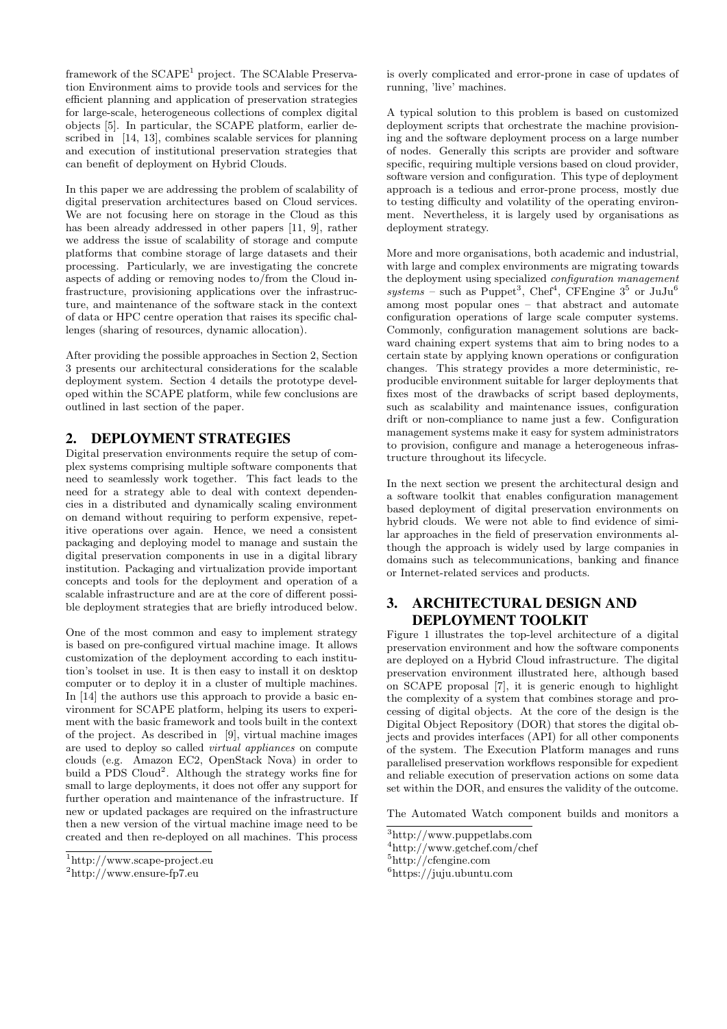framework of the SCAPE[1] project. The SCAlable Preservation Environment aims to provide tools and services for the efficient planning and application of preservation strategies for large-scale, heterogeneous collections of complex digital objects [5]. In particular, the SCAPE platform, earlier described in [14, 13], combines scalable services for planning and execution of institutional preservation strategies that can benefit of deployment on Hybrid Clouds.

In this paper we are addressing the problem of scalability of digital preservation architectures based on Cloud services. We are not focusing here on storage in the Cloud as this has been already addressed in other papers [11, 9], rather we address the issue of scalability of storage and compute platforms that combine storage of large datasets and their processing. Particularly, we are investigating the concrete aspects of adding or removing nodes to/from the Cloud infrastructure, provisioning applications over the infrastructure, and maintenance of the software stack in the context of data or HPC centre operation that raises its specific challenges (sharing of resources, dynamic allocation).

After providing the possible approaches in Section 2, Section 3 presents our architectural considerations for the scalable deployment system. Section 4 details the prototype developed within the SCAPE platform, while few conclusions are outlined in last section of the paper.

## 2. DEPLOYMENT STRATEGIES

Digital preservation environments require the setup of complex systems comprising multiple software components that need to seamlessly work together. This fact leads to the need for a strategy able to deal with context dependencies in a distributed and dynamically scaling environment on demand without requiring to perform expensive, repetitive operations over again. Hence, we need a consistent packaging and deploying model to manage and sustain the digital preservation components in use in a digital library institution. Packaging and virtualization provide important concepts and tools for the deployment and operation of a scalable infrastructure and are at the core of different possible deployment strategies that are briefly introduced below.

One of the most common and easy to implement strategy is based on pre-configured virtual machine image. It allows customization of the deployment according to each institution's toolset in use. It is then easy to install it on desktop computer or to deploy it in a cluster of multiple machines. In [14] the authors use this approach to provide a basic environment for SCAPE platform, helping its users to experiment with the basic framework and tools built in the context of the project. As described in [9], virtual machine images are used to deploy so called *virtual appliances* on compute clouds (e.g. Amazon EC2, OpenStack Nova) in order to build a PDS Cloud[2]. Although the strategy works fine for small to large deployments, it does not offer any support for further operation and maintenance of the infrastructure. If new or updated packages are required on the infrastructure then a new version of the virtual machine image need to be created and then re-deployed on all machines. This process is overly complicated and error-prone in case of updates of running, 'live' machines.

A typical solution to this problem is based on customized deployment scripts that orchestrate the machine provisioning and the software deployment process on a large number of nodes. Generally this scripts are provider and software specific, requiring multiple versions based on cloud provider, software version and configuration. This type of deployment approach is a tedious and error-prone process, mostly due to testing difficulty and volatility of the operating environment. Nevertheless, it is largely used by organisations as deployment strategy.

More and more organisations, both academic and industrial, with large and complex environments are migrating towards the deployment using specialized *configuration management systems* – such as Puppet[3], Chef[4], CFEngine 3[5] or JuJu[6] among most popular ones – that abstract and automate configuration operations of large scale computer systems. Commonly, configuration management solutions are backward chaining expert systems that aim to bring nodes to a certain state by applying known operations or configuration changes. This strategy provides a more deterministic, reproducible environment suitable for larger deployments that fixes most of the drawbacks of script based deployments, such as scalability and maintenance issues, configuration drift or non-compliance to name just a few. Configuration management systems make it easy for system administrators to provision, configure and manage a heterogeneous infrastructure throughout its lifecycle.

In the next section we present the architectural design and a software toolkit that enables configuration management based deployment of digital preservation environments on hybrid clouds. We were not able to find evidence of similar approaches in the field of preservation environments although the approach is widely used by large companies in domains such as telecommunications, banking and finance or Internet-related services and products.

## 3. ARCHITECTURAL DESIGN AND DEPLOYMENT TOOLKIT

Figure 1 illustrates the top-level architecture of a digital preservation environment and how the software components are deployed on a Hybrid Cloud infrastructure. The digital preservation environment illustrated here, although based on SCAPE proposal [7], is generic enough to highlight the complexity of a system that combines storage and processing of digital objects. At the core of the design is the Digital Object Repository (DOR) that stores the digital objects and provides interfaces (API) for all other components of the system. The Execution Platform manages and runs parallelised preservation workflows responsible for expedient and reliable execution of preservation actions on some data set within the DOR, and ensures the validity of the outcome.

The Automated Watch component builds and monitors a

[1] http://www.scape-project.eu

[2] http://www.ensure-fp7.eu

[3] http://www.puppetlabs.com

[4] http://www.getchef.com/chef

[5] http://cfengine.com

[6] https://juju.ubuntu.com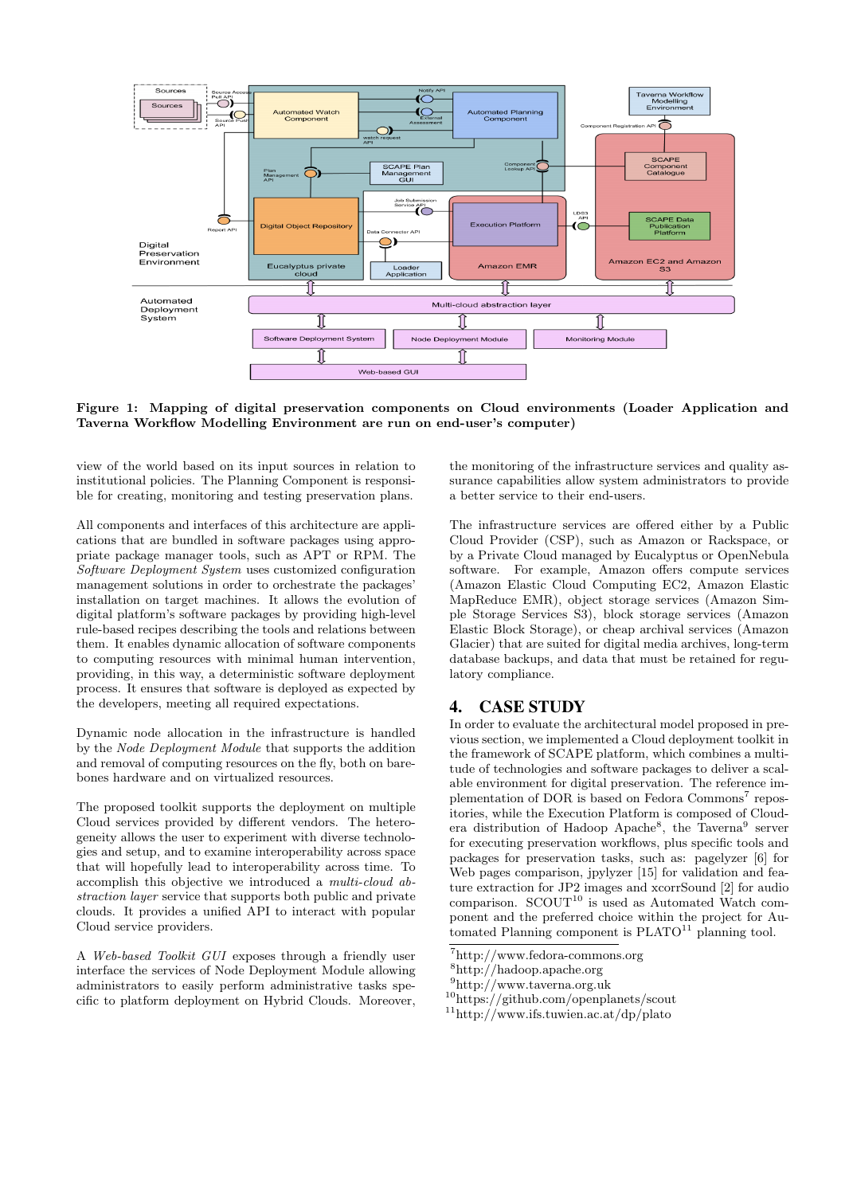**Figure 1: Mapping of digital preservation components on Cloud environments (Loader Application and Taverna Workflow Modelling Environment are run on end-user's computer)**

view of the world based on its input sources in relation to institutional policies. The Planning Component is responsible for creating, monitoring and testing preservation plans.

All components and interfaces of this architecture are applications that are bundled in software packages using appropriate package manager tools, such as APT or RPM. The *Software Deployment System* uses customized configuration management solutions in order to orchestrate the packages' installation on target machines. It allows the evolution of digital platform's software packages by providing high-level rule-based recipes describing the tools and relations between them. It enables dynamic allocation of software components to computing resources with minimal human intervention, providing, in this way, a deterministic software deployment process. It ensures that software is deployed as expected by the developers, meeting all required expectations.

Dynamic node allocation in the infrastructure is handled by the *Node Deployment Module* that supports the addition and removal of computing resources on the fly, both on bare-bones hardware and on virtualized resources.

The proposed toolkit supports the deployment on multiple Cloud services provided by different vendors. The heterogeneity allows the user to experiment with diverse technologies and setup, and to examine interoperability across space that will hopefully lead to interoperability across time. To accomplish this objective we introduced a *multi-cloud abstraction layer* service that supports both public and private clouds. It provides a unified API to interact with popular Cloud service providers.

A *Web-based Toolkit GUI* exposes through a friendly user interface the services of Node Deployment Module allowing administrators to easily perform administrative tasks specific to platform deployment on Hybrid Clouds. Moreover, the monitoring of the infrastructure services and quality assurance capabilities allow system administrators to provide a better service to their end-users.

The infrastructure services are offered either by a Public Cloud Provider (CSP), such as Amazon or Rackspace, or by a Private Cloud managed by Eucalyptus or OpenNebula software. For example, Amazon offers compute services (Amazon Elastic Cloud Computing EC2, Amazon Elastic MapReduce EMR), object storage services (Amazon Simple Storage Services S3), block storage services (Amazon Elastic Block Storage), or cheap archival services (Amazon Glacier) that are suited for digital media archives, long-term database backups, and data that must be retained for regulatory compliance.

## 4. CASE STUDY

In order to evaluate the architectural model proposed in previous section, we implemented a Cloud deployment toolkit in the framework of SCAPE platform, which combines a multitude of technologies and software packages to deliver a scalable environment for digital preservation. The reference implementation of DOR is based on Fedora Commons[7] repositories, while the Execution Platform is composed of Cloudera distribution of Hadoop Apache[8], the Taverna[9] server for executing preservation workflows, plus specific tools and packages for preservation tasks, such as: pagelyzer [6] for Web pages comparison, jpylyzer [15] for validation and feature extraction for JP2 images and xcorrSound [2] for audio comparison. SCOUT[10] is used as Automated Watch component and the preferred choice within the project for Automated Planning component is PLATO[11] planning tool.

[7]http://www.fedora-commons.org
[8]http://hadoop.apache.org
[9]http://www.taverna.org.uk
[10]https://github.com/openplanets/scout
[11]http://www.ifs.tuwien.ac.at/dp/plato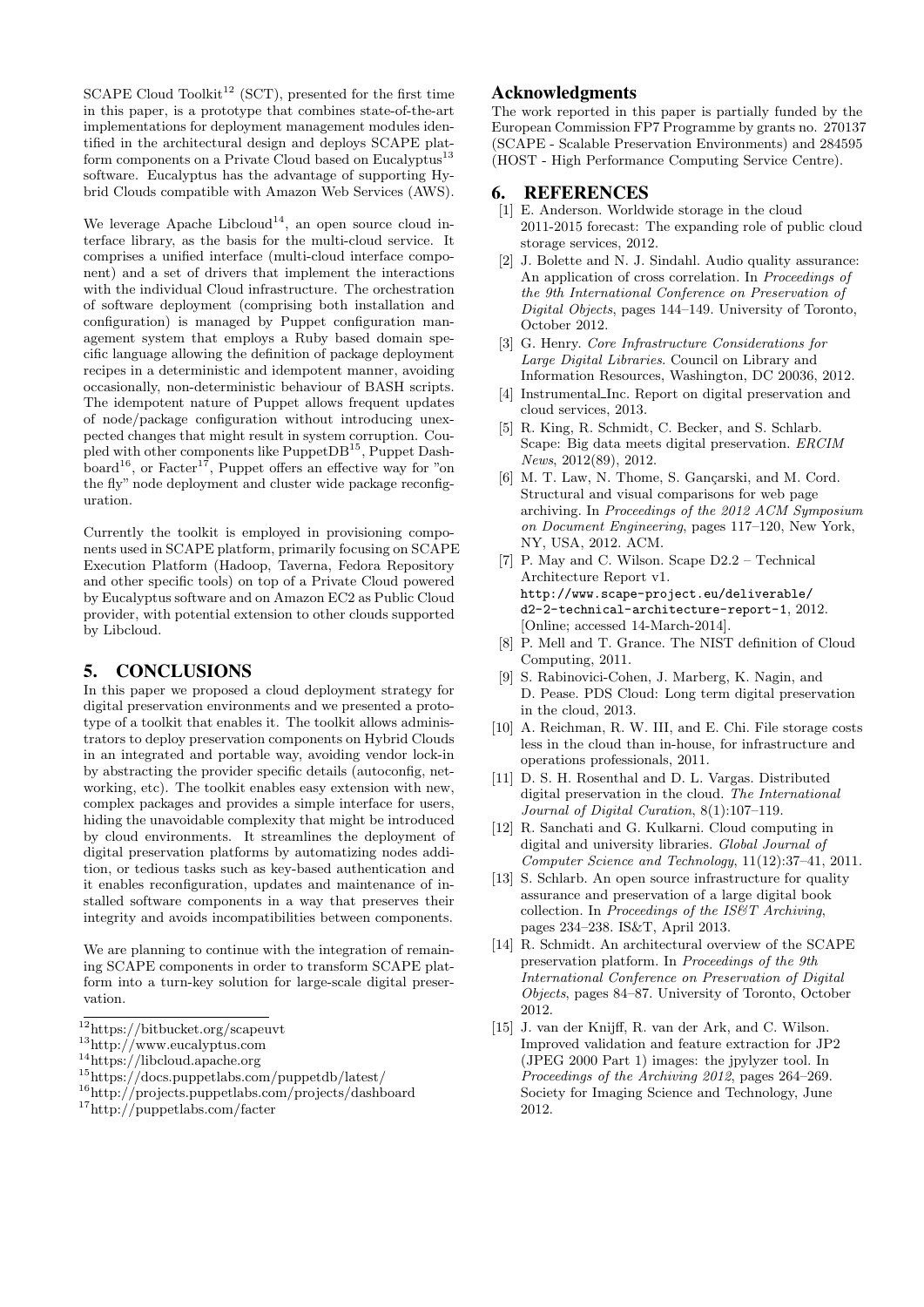SCAPE Cloud Toolkit[12] (SCT), presented for the first time in this paper, is a prototype that combines state-of-the-art implementations for deployment management modules identified in the architectural design and deploys SCAPE platform components on a Private Cloud based on Eucalyptus[13] software. Eucalyptus has the advantage of supporting Hybrid Clouds compatible with Amazon Web Services (AWS).

We leverage Apache Libcloud[14], an open source cloud interface library, as the basis for the multi-cloud service. It comprises a unified interface (multi-cloud interface component) and a set of drivers that implement the interactions with the individual Cloud infrastructure. The orchestration of software deployment (comprising both installation and configuration) is managed by Puppet configuration management system that employs a Ruby based domain specific language allowing the definition of package deployment recipes in a deterministic and idempotent manner, avoiding occasionally, non-deterministic behaviour of BASH scripts. The idempotent nature of Puppet allows frequent updates of node/package configuration without introducing unexpected changes that might result in system corruption. Coupled with other components like PuppetDB[15], Puppet Dashboard[16], or Facter[17], Puppet offers an effective way for "on the fly" node deployment and cluster wide package reconfiguration.

Currently the toolkit is employed in provisioning components used in SCAPE platform, primarily focusing on SCAPE Execution Platform (Hadoop, Taverna, Fedora Repository and other specific tools) on top of a Private Cloud powered by Eucalyptus software and on Amazon EC2 as Public Cloud provider, with potential extension to other clouds supported by Libcloud.

## 5. CONCLUSIONS

In this paper we proposed a cloud deployment strategy for digital preservation environments and we presented a prototype of a toolkit that enables it. The toolkit allows administrators to deploy preservation components on Hybrid Clouds in an integrated and portable way, avoiding vendor lock-in by abstracting the provider specific details (autoconfig, networking, etc). The toolkit enables easy extension with new, complex packages and provides a simple interface for users, hiding the unavoidable complexity that might be introduced by cloud environments. It streamlines the deployment of digital preservation platforms by automatizing nodes addition, or tedious tasks such as key-based authentication and it enables reconfiguration, updates and maintenance of installed software components in a way that preserves their integrity and avoids incompatibilities between components.

We are planning to continue with the integration of remaining SCAPE components in order to transform SCAPE platform into a turn-key solution for large-scale digital preservation.

[12] https://bitbucket.org/scapeuvt

[13] http://www.eucalyptus.com

[14] https://libcloud.apache.org

[15] https://docs.puppetlabs.com/puppetdb/latest/

[16] http://projects.puppetlabs.com/projects/dashboard

[17] http://puppetlabs.com/facter

## Acknowledgments

The work reported in this paper is partially funded by the European Commission FP7 Programme by grants no. 270137 (SCAPE - Scalable Preservation Environments) and 284595 (HOST - High Performance Computing Service Centre).

## 6. REFERENCES

[1] E. Anderson. Worldwide storage in the cloud 2011-2015 forecast: The expanding role of public cloud storage services, 2012.

[2] J. Bolette and N. J. Sindahl. Audio quality assurance: An application of cross correlation. In *Proceedings of the 9th International Conference on Preservation of Digital Objects*, pages 144–149. University of Toronto, October 2012.

[3] G. Henry. *Core Infrastructure Considerations for Large Digital Libraries*. Council on Library and Information Resources, Washington, DC 20036, 2012.

[4] Instrumental_Inc. Report on digital preservation and cloud services, 2013.

[5] R. King, R. Schmidt, C. Becker, and S. Schlarb. Scape: Big data meets digital preservation. *ERCIM News*, 2012(89), 2012.

[6] M. T. Law, N. Thome, S. Gançarski, and M. Cord. Structural and visual comparisons for web page archiving. In *Proceedings of the 2012 ACM Symposium on Document Engineering*, pages 117–120, New York, NY, USA, 2012. ACM.

[7] P. May and C. Wilson. Scape D2.2 – Technical Architecture Report v1. `http://www.scape-project.eu/deliverable/d2-2-technical-architecture-report-1`, 2012. [Online; accessed 14-March-2014].

[8] P. Mell and T. Grance. The NIST definition of Cloud Computing, 2011.

[9] S. Rabinovici-Cohen, J. Marberg, K. Nagin, and D. Pease. PDS Cloud: Long term digital preservation in the cloud, 2013.

[10] A. Reichman, R. W. III, and E. Chi. File storage costs less in the cloud than in-house, for infrastructure and operations professionals, 2011.

[11] D. S. H. Rosenthal and D. L. Vargas. Distributed digital preservation in the cloud. *The International Journal of Digital Curation*, 8(1):107–119.

[12] R. Sanchati and G. Kulkarni. Cloud computing in digital and university libraries. *Global Journal of Computer Science and Technology*, 11(12):37–41, 2011.

[13] S. Schlarb. An open source infrastructure for quality assurance and preservation of a large digital book collection. In *Proceedings of the IS&T Archiving*, pages 234–238. IS&T, April 2013.

[14] R. Schmidt. An architectural overview of the SCAPE preservation platform. In *Proceedings of the 9th International Conference on Preservation of Digital Objects*, pages 84–87. University of Toronto, October 2012.

[15] J. van der Knijff, R. van der Ark, and C. Wilson. Improved validation and feature extraction for JP2 (JPEG 2000 Part 1) images: the jpylyzer tool. In *Proceedings of the Archiving 2012*, pages 264–269. Society for Imaging Science and Technology, June 2012.